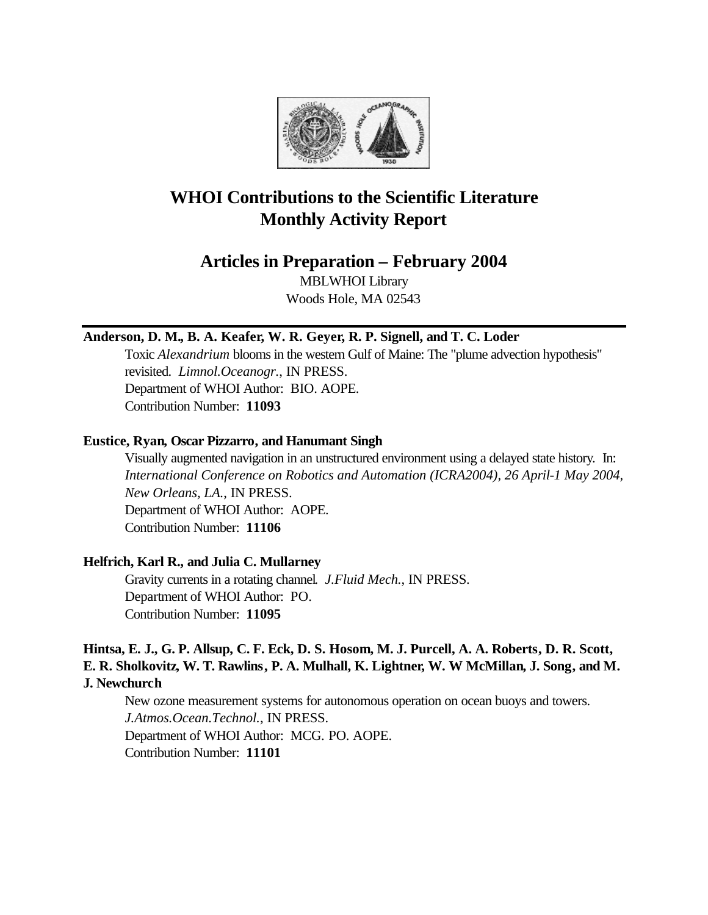# WHOI Contributions to the Scientific Literature
# Monthly Activity Report

## Articles in Preparation – February 2004

MBLWHOI Library
Woods Hole, MA 02543

---

**Anderson, D. M., B. A. Keafer, W. R. Geyer, R. P. Signell, and T. C. Loder**

Toxic *Alexandrium* blooms in the western Gulf of Maine: The "plume advection hypothesis" revisited. *Limnol.Oceanogr.*, IN PRESS.
Department of WHOI Author: BIO. AOPE.
Contribution Number: **11093**

**Eustice, Ryan, Oscar Pizzarro, and Hanumant Singh**

Visually augmented navigation in an unstructured environment using a delayed state history. In: *International Conference on Robotics and Automation (ICRA2004), 26 April-1 May 2004, New Orleans, LA.*, IN PRESS.
Department of WHOI Author: AOPE.
Contribution Number: **11106**

**Helfrich, Karl R., and Julia C. Mullarney**

Gravity currents in a rotating channel. *J.Fluid Mech.*, IN PRESS.
Department of WHOI Author: PO.
Contribution Number: **11095**

**Hintsa, E. J., G. P. Allsup, C. F. Eck, D. S. Hosom, M. J. Purcell, A. A. Roberts, D. R. Scott, E. R. Sholkovitz, W. T. Rawlins, P. A. Mulhall, K. Lightner, W. W McMillan, J. Song, and M. J. Newchurch**

New ozone measurement systems for autonomous operation on ocean buoys and towers. *J.Atmos.Ocean.Technol.*, IN PRESS.
Department of WHOI Author: MCG. PO. AOPE.
Contribution Number: **11101**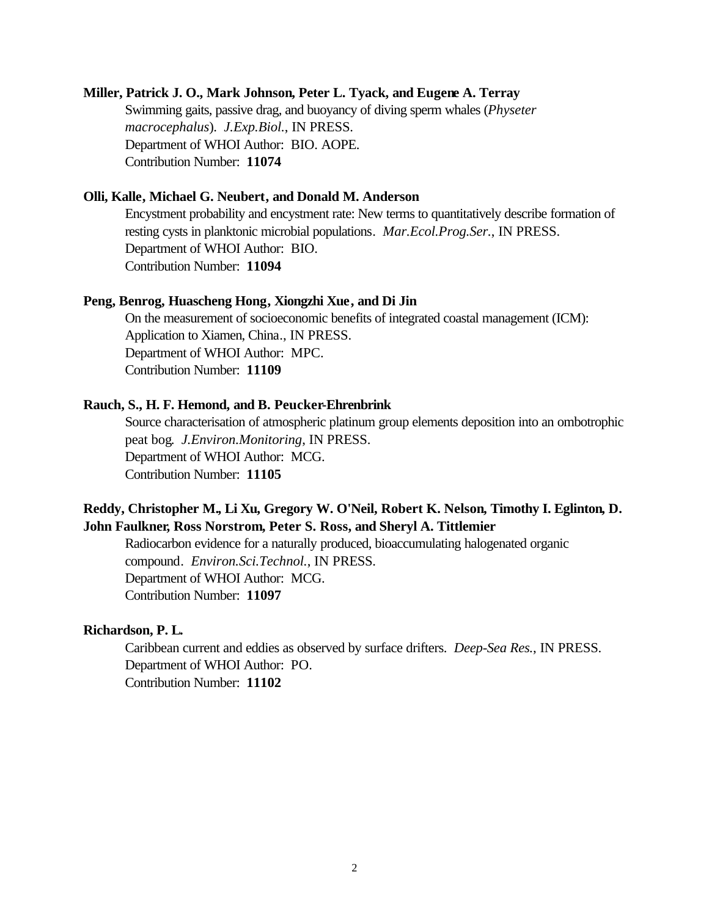**Miller, Patrick J. O., Mark Johnson, Peter L. Tyack, and Eugene A. Terray**

Swimming gaits, passive drag, and buoyancy of diving sperm whales (*Physeter macrocephalus*). *J.Exp.Biol.*, IN PRESS.
Department of WHOI Author: BIO. AOPE.
Contribution Number: **11074**

**Olli, Kalle, Michael G. Neubert, and Donald M. Anderson**

Encystment probability and encystment rate: New terms to quantitatively describe formation of resting cysts in planktonic microbial populations. *Mar.Ecol.Prog.Ser.*, IN PRESS.
Department of WHOI Author: BIO.
Contribution Number: **11094**

**Peng, Benrog, Huascheng Hong, Xiongzhi Xue, and Di Jin**

On the measurement of socioeconomic benefits of integrated coastal management (ICM): Application to Xiamen, China., IN PRESS.
Department of WHOI Author: MPC.
Contribution Number: **11109**

**Rauch, S., H. F. Hemond, and B. Peucker-Ehrenbrink**

Source characterisation of atmospheric platinum group elements deposition into an ombotrophic peat bog. *J.Environ.Monitoring*, IN PRESS.
Department of WHOI Author: MCG.
Contribution Number: **11105**

**Reddy, Christopher M., Li Xu, Gregory W. O'Neil, Robert K. Nelson, Timothy I. Eglinton, D. John Faulkner, Ross Norstrom, Peter S. Ross, and Sheryl A. Tittlemier**

Radiocarbon evidence for a naturally produced, bioaccumulating halogenated organic compound. *Environ.Sci.Technol.*, IN PRESS.
Department of WHOI Author: MCG.
Contribution Number: **11097**

**Richardson, P. L.**

Caribbean current and eddies as observed by surface drifters. *Deep-Sea Res.*, IN PRESS.
Department of WHOI Author: PO.
Contribution Number: **11102**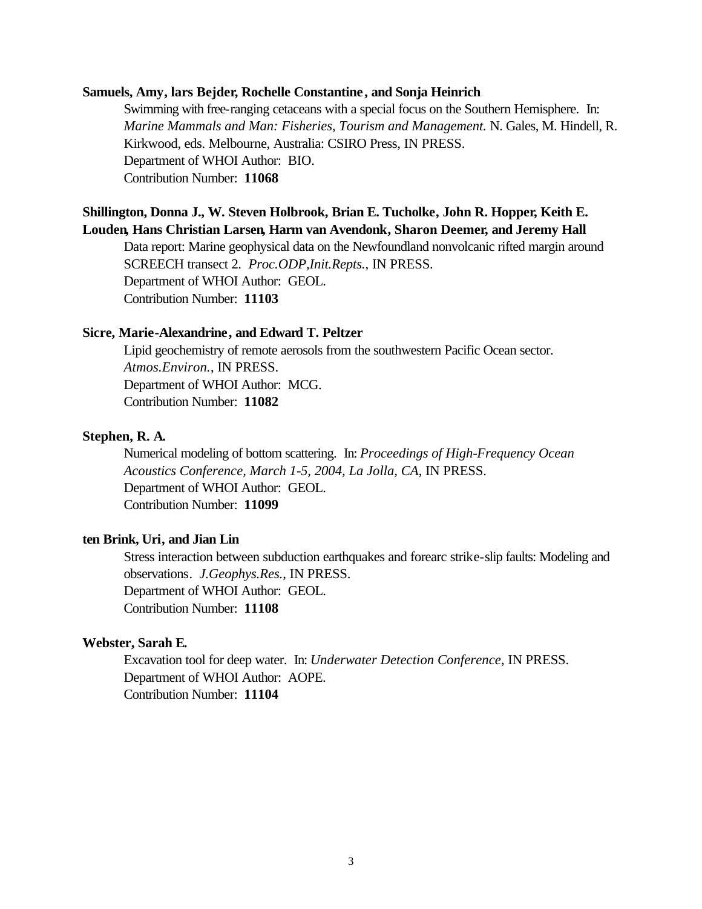**Samuels, Amy, lars Bejder, Rochelle Constantine, and Sonja Heinrich**

Swimming with free-ranging cetaceans with a special focus on the Southern Hemisphere. In: *Marine Mammals and Man: Fisheries, Tourism and Management.* N. Gales, M. Hindell, R. Kirkwood, eds. Melbourne, Australia: CSIRO Press, IN PRESS.
Department of WHOI Author: BIO.
Contribution Number: **11068**

**Shillington, Donna J., W. Steven Holbrook, Brian E. Tucholke, John R. Hopper, Keith E. Louden, Hans Christian Larsen, Harm van Avendonk, Sharon Deemer, and Jeremy Hall**

Data report: Marine geophysical data on the Newfoundland nonvolcanic rifted margin around SCREECH transect 2. *Proc.ODP,Init.Repts.*, IN PRESS.
Department of WHOI Author: GEOL.
Contribution Number: **11103**

**Sicre, Marie-Alexandrine, and Edward T. Peltzer**

Lipid geochemistry of remote aerosols from the southwestern Pacific Ocean sector. *Atmos.Environ.*, IN PRESS.
Department of WHOI Author: MCG.
Contribution Number: **11082**

**Stephen, R. A.**

Numerical modeling of bottom scattering. In: *Proceedings of High-Frequency Ocean Acoustics Conference, March 1-5, 2004, La Jolla, CA,* IN PRESS.
Department of WHOI Author: GEOL.
Contribution Number: **11099**

**ten Brink, Uri, and Jian Lin**

Stress interaction between subduction earthquakes and forearc strike-slip faults: Modeling and observations. *J.Geophys.Res.*, IN PRESS.
Department of WHOI Author: GEOL.
Contribution Number: **11108**

**Webster, Sarah E.**

Excavation tool for deep water. In: *Underwater Detection Conference*, IN PRESS.
Department of WHOI Author: AOPE.
Contribution Number: **11104**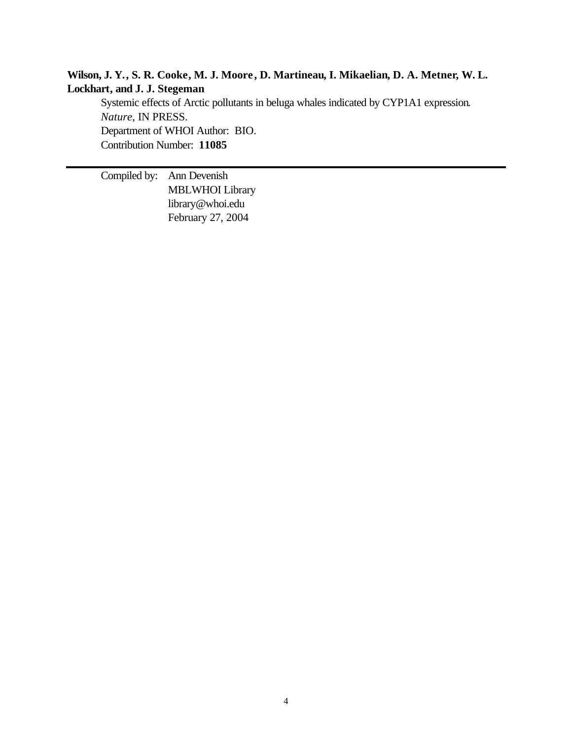**Wilson, J. Y., S. R. Cooke, M. J. Moore, D. Martineau, I. Mikaelian, D. A. Metner, W. L. Lockhart, and J. J. Stegeman**

Systemic effects of Arctic pollutants in beluga whales indicated by CYP1A1 expression. *Nature*, IN PRESS.
Department of WHOI Author: BIO.
Contribution Number: **11085**

---

Compiled by: Ann Devenish
MBLWHOI Library
library@whoi.edu
February 27, 2004